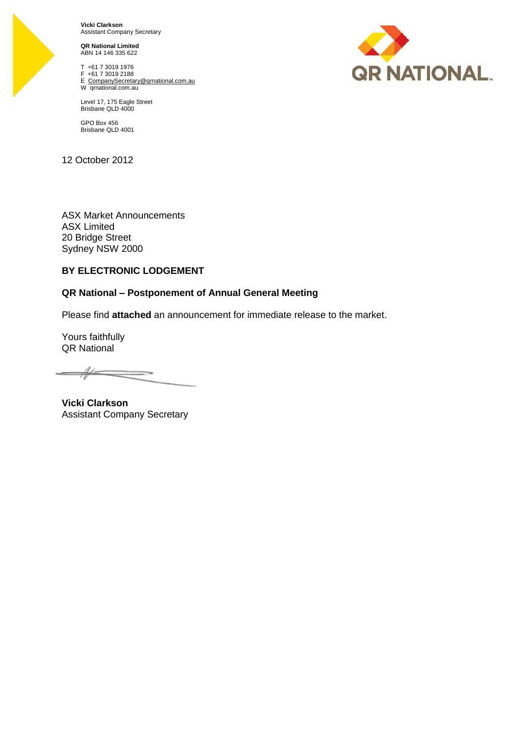**Vicki Clarkson**
Assistant Company Secretary

**QR National Limited**
ABN 14 146 335 622

T +61 7 3019 1976
F +61 7 3019 2188
E CompanySecretary@qrnational.com.au
W qrnational.com.au

Level 17, 175 Eagle Street
Brisbane QLD 4000

GPO Box 456
Brisbane QLD 4001

QR NATIONAL

12 October 2012

ASX Market Announcements
ASX Limited
20 Bridge Street
Sydney NSW 2000

**BY ELECTRONIC LODGEMENT**

**QR National – Postponement of Annual General Meeting**

Please find **attached** an announcement for immediate release to the market.

Yours faithfully
QR National

**Vicki Clarkson**
Assistant Company Secretary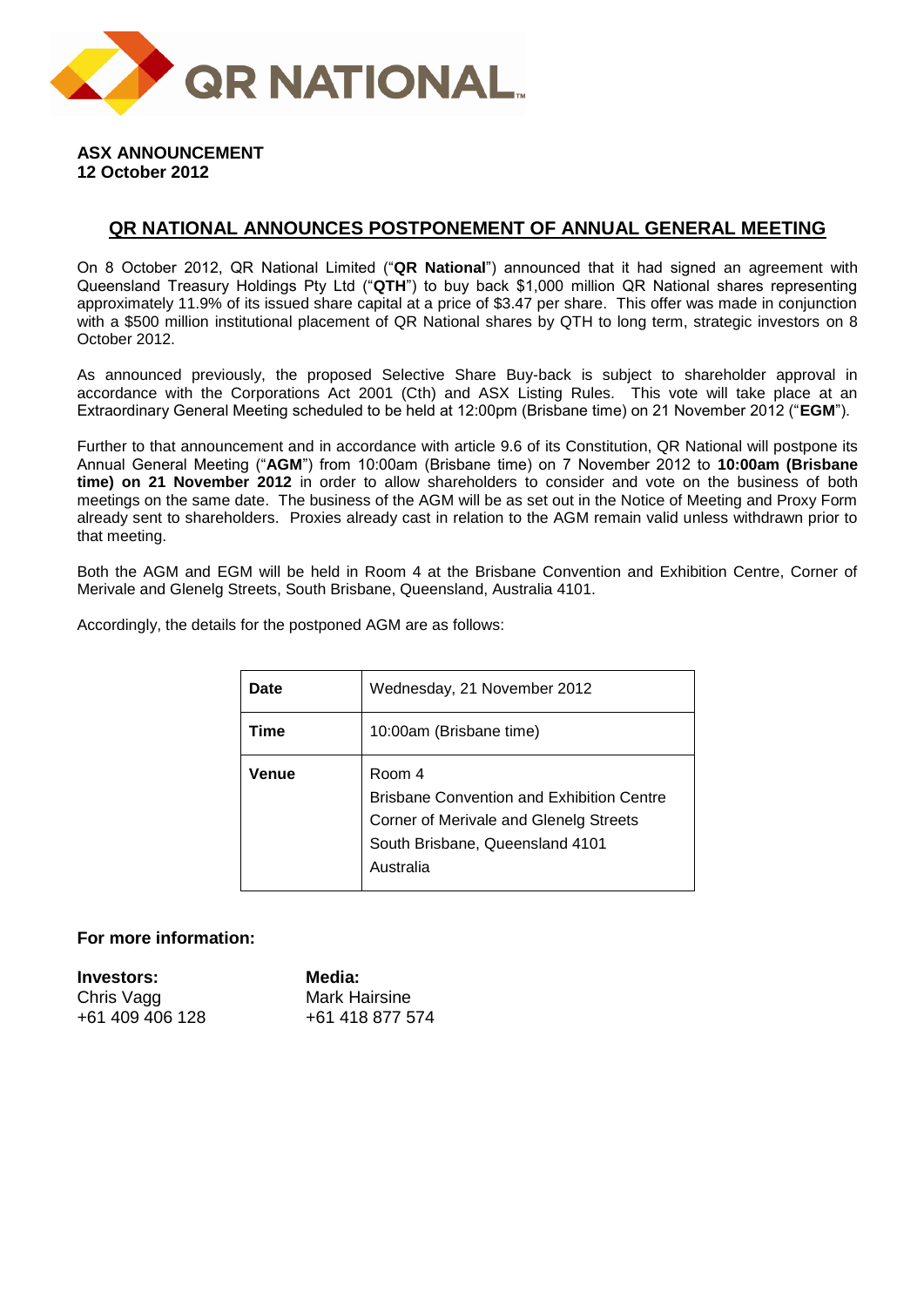**ASX ANNOUNCEMENT**
**12 October 2012**

# QR NATIONAL ANNOUNCES POSTPONEMENT OF ANNUAL GENERAL MEETING

On 8 October 2012, QR National Limited ("**QR National**") announced that it had signed an agreement with Queensland Treasury Holdings Pty Ltd ("**QTH**") to buy back $1,000 million QR National shares representing approximately 11.9% of its issued share capital at a price of $3.47 per share. This offer was made in conjunction with a $500 million institutional placement of QR National shares by QTH to long term, strategic investors on 8 October 2012.

As announced previously, the proposed Selective Share Buy-back is subject to shareholder approval in accordance with the Corporations Act 2001 (Cth) and ASX Listing Rules. This vote will take place at an Extraordinary General Meeting scheduled to be held at 12:00pm (Brisbane time) on 21 November 2012 ("**EGM**").

Further to that announcement and in accordance with article 9.6 of its Constitution, QR National will postpone its Annual General Meeting ("**AGM**") from 10:00am (Brisbane time) on 7 November 2012 to **10:00am (Brisbane time) on 21 November 2012** in order to allow shareholders to consider and vote on the business of both meetings on the same date. The business of the AGM will be as set out in the Notice of Meeting and Proxy Form already sent to shareholders. Proxies already cast in relation to the AGM remain valid unless withdrawn prior to that meeting.

Both the AGM and EGM will be held in Room 4 at the Brisbane Convention and Exhibition Centre, Corner of Merivale and Glenelg Streets, South Brisbane, Queensland, Australia 4101.

Accordingly, the details for the postponed AGM are as follows:

| | |
|---|---|
| **Date** | Wednesday, 21 November 2012 |
| **Time** | 10:00am (Brisbane time) |
| **Venue** | Room 4<br>Brisbane Convention and Exhibition Centre<br>Corner of Merivale and Glenelg Streets<br>South Brisbane, Queensland 4101<br>Australia |

**For more information:**

**Investors:**
Chris Vagg
+61 409 406 128

**Media:**
Mark Hairsine
+61 418 877 574